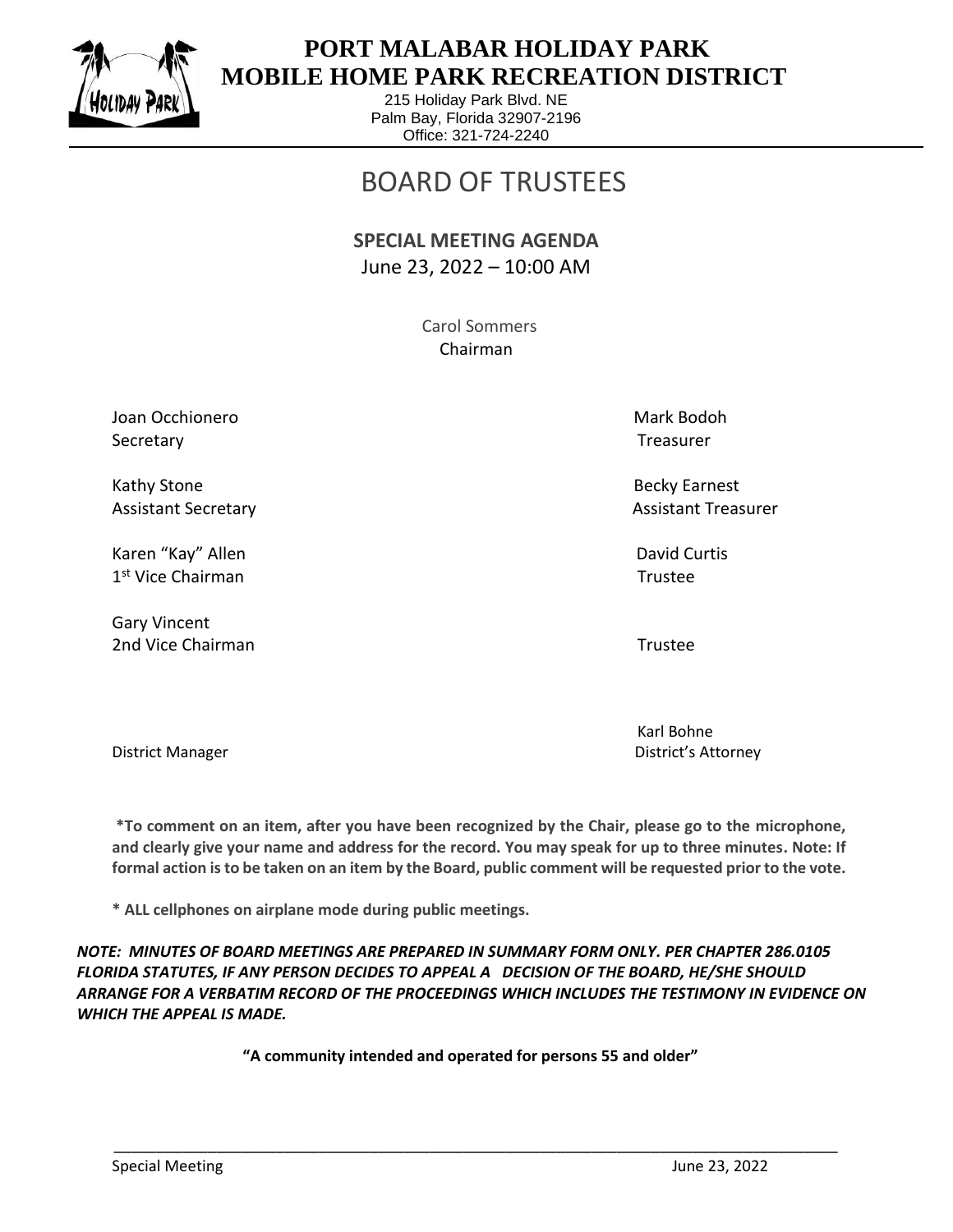# PORT MALABAR HOLIDAY PARK MOBILE HOME PARK RECREATION DISTRICT

215 Holiday Park Blvd. NE
Palm Bay, Florida 32907-2196
Office: 321-724-2240

# BOARD OF TRUSTEES

**SPECIAL MEETING AGENDA**
June 23, 2022 – 10:00 AM

Carol Sommers
Chairman

| | |
|---|---|
| Joan Occhionero<br>Secretary | Mark Bodoh<br>Treasurer |
| Kathy Stone<br>Assistant Secretary | Becky Earnest<br>Assistant Treasurer |
| Karen "Kay" Allen<br>1st Vice Chairman | David Curtis<br>Trustee |
| Gary Vincent<br>2nd Vice Chairman | Trustee |
| District Manager | Karl Bohne<br>District's Attorney |

**\*To comment on an item, after you have been recognized by the Chair, please go to the microphone, and clearly give your name and address for the record. You may speak for up to three minutes. Note: If formal action is to be taken on an item by the Board, public comment will be requested prior to the vote.**

**\* ALL cellphones on airplane mode during public meetings.**

***NOTE: MINUTES OF BOARD MEETINGS ARE PREPARED IN SUMMARY FORM ONLY. PER CHAPTER 286.0105 FLORIDA STATUTES, IF ANY PERSON DECIDES TO APPEAL A DECISION OF THE BOARD, HE/SHE SHOULD ARRANGE FOR A VERBATIM RECORD OF THE PROCEEDINGS WHICH INCLUDES THE TESTIMONY IN EVIDENCE ON WHICH THE APPEAL IS MADE.***

**"A community intended and operated for persons 55 and older"**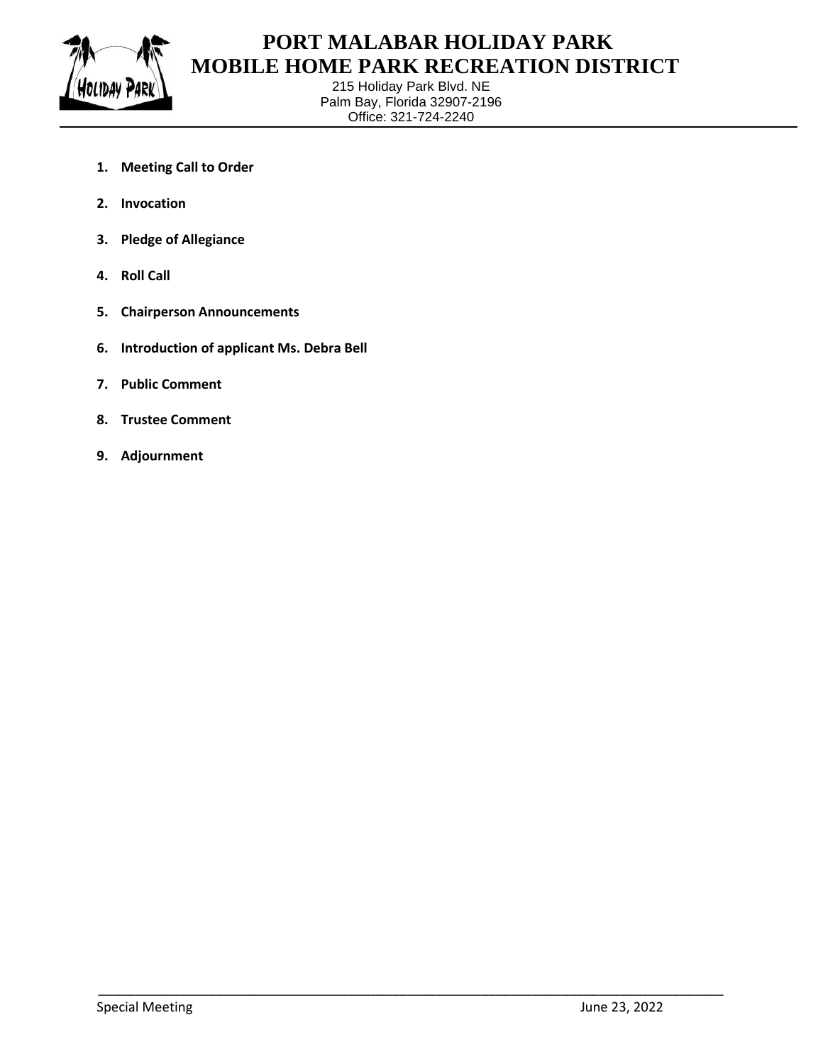# PORT MALABAR HOLIDAY PARK
# MOBILE HOME PARK RECREATION DISTRICT

215 Holiday Park Blvd. NE
Palm Bay, Florida 32907-2196
Office: 321-724-2240

1. **Meeting Call to Order**
2. **Invocation**
3. **Pledge of Allegiance**
4. **Roll Call**
5. **Chairperson Announcements**
6. **Introduction of applicant Ms. Debra Bell**
7. **Public Comment**
8. **Trustee Comment**
9. **Adjournment**